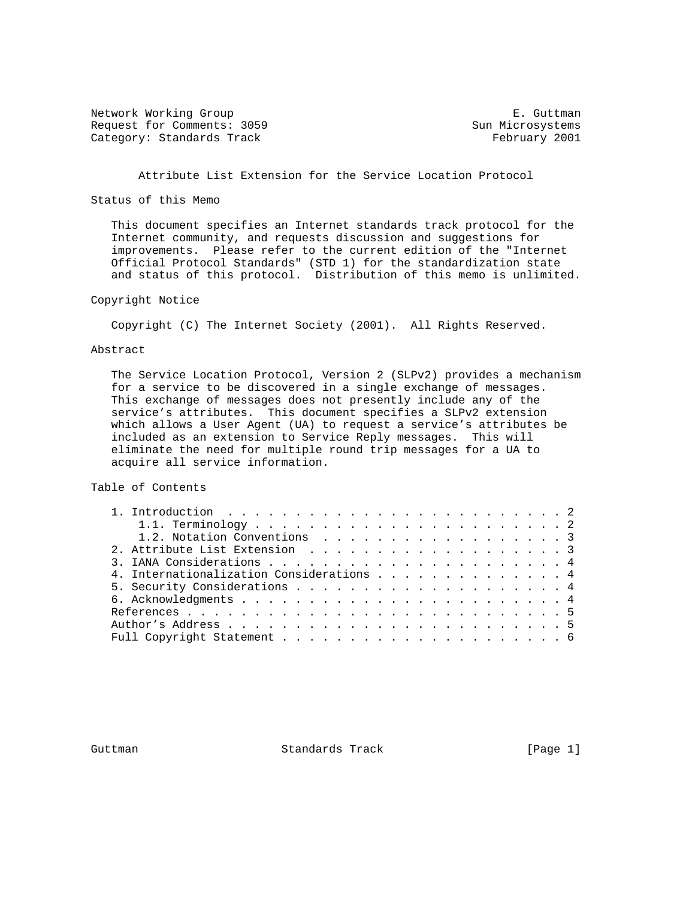Network Working Group                                         E. Guttman
Request for Comments: 3059                              Sun Microsystems
Category: Standards Track                                  February 2001

# Attribute List Extension for the Service Location Protocol

## Status of this Memo

This document specifies an Internet standards track protocol for the Internet community, and requests discussion and suggestions for improvements. Please refer to the current edition of the "Internet Official Protocol Standards" (STD 1) for the standardization state and status of this protocol. Distribution of this memo is unlimited.

## Copyright Notice

Copyright (C) The Internet Society (2001). All Rights Reserved.

## Abstract

The Service Location Protocol, Version 2 (SLPv2) provides a mechanism for a service to be discovered in a single exchange of messages. This exchange of messages does not presently include any of the service's attributes. This document specifies a SLPv2 extension which allows a User Agent (UA) to request a service's attributes be included as an extension to Service Reply messages. This will eliminate the need for multiple round trip messages for a UA to acquire all service information.

## Table of Contents

```
1. Introduction  . . . . . . . . . . . . . . . . . . . . . . . . . 2
   1.1. Terminology . . . . . . . . . . . . . . . . . . . . . . . 2
   1.2. Notation Conventions  . . . . . . . . . . . . . . . . . . 3
2. Attribute List Extension  . . . . . . . . . . . . . . . . . . . 3
3. IANA Considerations . . . . . . . . . . . . . . . . . . . . . . 4
4. Internationalization Considerations . . . . . . . . . . . . . . 4
5. Security Considerations . . . . . . . . . . . . . . . . . . . . 4
6. Acknowledgments . . . . . . . . . . . . . . . . . . . . . . . . 4
References . . . . . . . . . . . . . . . . . . . . . . . . . . . . 5
Author's Address . . . . . . . . . . . . . . . . . . . . . . . . . 5
Full Copyright Statement . . . . . . . . . . . . . . . . . . . . . 6
```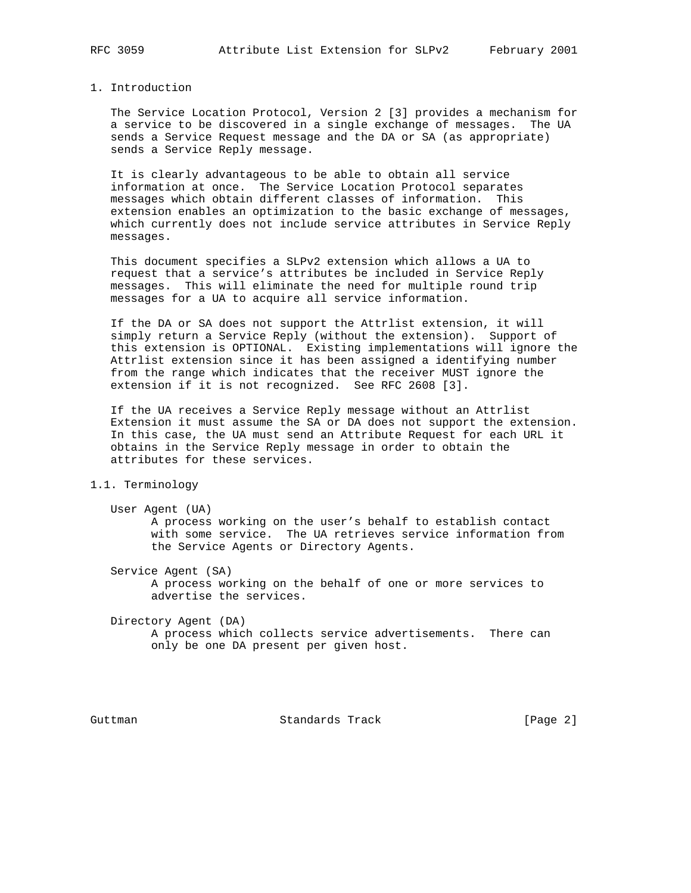## 1. Introduction

The Service Location Protocol, Version 2 [3] provides a mechanism for a service to be discovered in a single exchange of messages. The UA sends a Service Request message and the DA or SA (as appropriate) sends a Service Reply message.

It is clearly advantageous to be able to obtain all service information at once. The Service Location Protocol separates messages which obtain different classes of information. This extension enables an optimization to the basic exchange of messages, which currently does not include service attributes in Service Reply messages.

This document specifies a SLPv2 extension which allows a UA to request that a service's attributes be included in Service Reply messages. This will eliminate the need for multiple round trip messages for a UA to acquire all service information.

If the DA or SA does not support the Attrlist extension, it will simply return a Service Reply (without the extension). Support of this extension is OPTIONAL. Existing implementations will ignore the Attrlist extension since it has been assigned a identifying number from the range which indicates that the receiver MUST ignore the extension if it is not recognized. See RFC 2608 [3].

If the UA receives a Service Reply message without an Attrlist Extension it must assume the SA or DA does not support the extension. In this case, the UA must send an Attribute Request for each URL it obtains in the Service Reply message in order to obtain the attributes for these services.

### 1.1. Terminology

User Agent (UA)
: A process working on the user's behalf to establish contact with some service. The UA retrieves service information from the Service Agents or Directory Agents.

Service Agent (SA)
: A process working on the behalf of one or more services to advertise the services.

Directory Agent (DA)
: A process which collects service advertisements. There can only be one DA present per given host.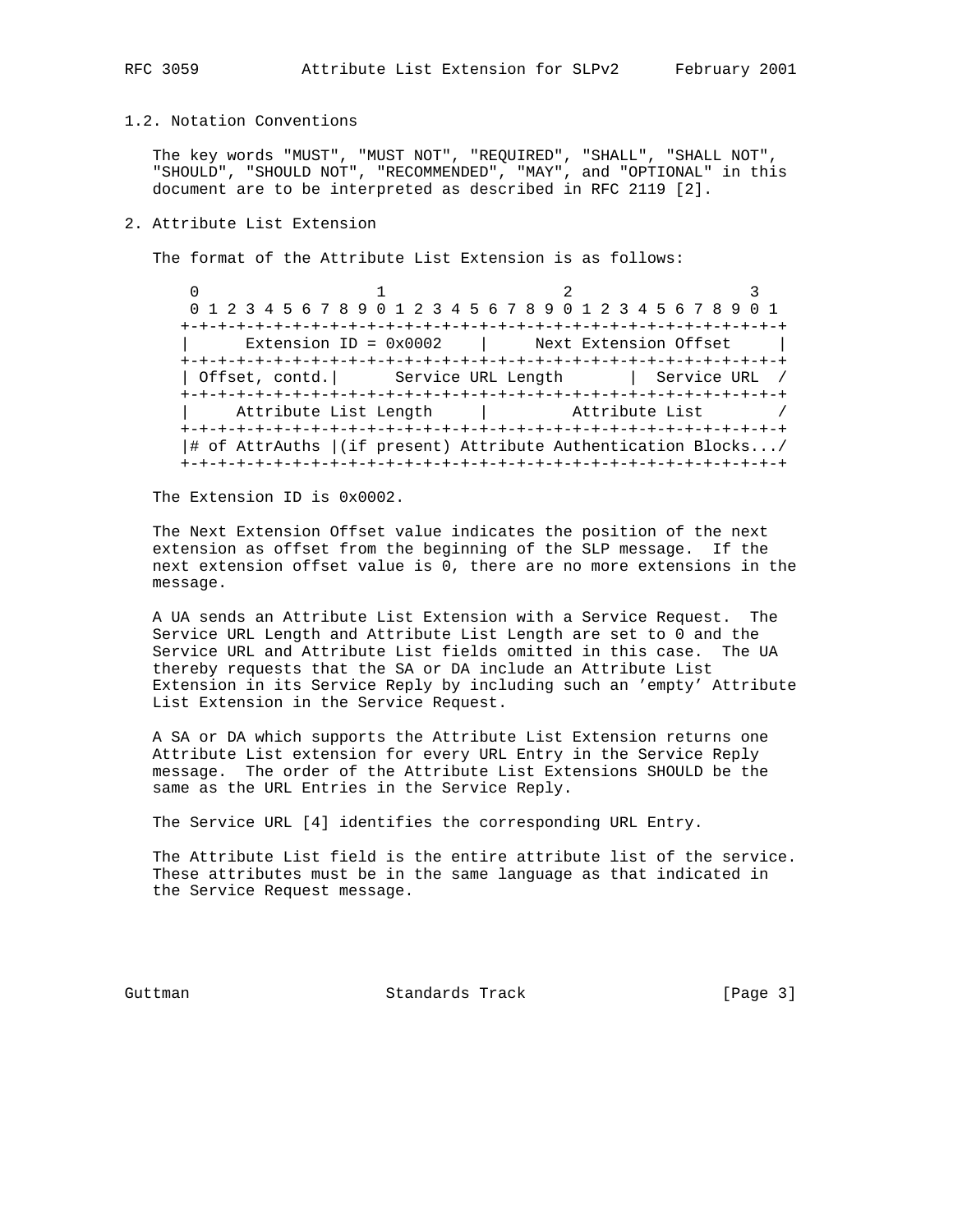## 1.2. Notation Conventions

The key words "MUST", "MUST NOT", "REQUIRED", "SHALL", "SHALL NOT", "SHOULD", "SHOULD NOT", "RECOMMENDED", "MAY", and "OPTIONAL" in this document are to be interpreted as described in RFC 2119 [2].

## 2. Attribute List Extension

The format of the Attribute List Extension is as follows:

```
 0                   1                   2                   3
 0 1 2 3 4 5 6 7 8 9 0 1 2 3 4 5 6 7 8 9 0 1 2 3 4 5 6 7 8 9 0 1
+-+-+-+-+-+-+-+-+-+-+-+-+-+-+-+-+-+-+-+-+-+-+-+-+-+-+-+-+-+-+-+-+
|      Extension ID = 0x0002    |     Next Extension Offset     |
+-+-+-+-+-+-+-+-+-+-+-+-+-+-+-+-+-+-+-+-+-+-+-+-+-+-+-+-+-+-+-+-+
| Offset, contd.|      Service URL Length       |  Service URL  /
+-+-+-+-+-+-+-+-+-+-+-+-+-+-+-+-+-+-+-+-+-+-+-+-+-+-+-+-+-+-+-+-+
|     Attribute List Length     |         Attribute List        /
+-+-+-+-+-+-+-+-+-+-+-+-+-+-+-+-+-+-+-+-+-+-+-+-+-+-+-+-+-+-+-+-+
|# of AttrAuths |(if present) Attribute Authentication Blocks.../
+-+-+-+-+-+-+-+-+-+-+-+-+-+-+-+-+-+-+-+-+-+-+-+-+-+-+-+-+-+-+-+-+
```

The Extension ID is 0x0002.

The Next Extension Offset value indicates the position of the next extension as offset from the beginning of the SLP message. If the next extension offset value is 0, there are no more extensions in the message.

A UA sends an Attribute List Extension with a Service Request. The Service URL Length and Attribute List Length are set to 0 and the Service URL and Attribute List fields omitted in this case. The UA thereby requests that the SA or DA include an Attribute List Extension in its Service Reply by including such an 'empty' Attribute List Extension in the Service Request.

A SA or DA which supports the Attribute List Extension returns one Attribute List extension for every URL Entry in the Service Reply message. The order of the Attribute List Extensions SHOULD be the same as the URL Entries in the Service Reply.

The Service URL [4] identifies the corresponding URL Entry.

The Attribute List field is the entire attribute list of the service. These attributes must be in the same language as that indicated in the Service Request message.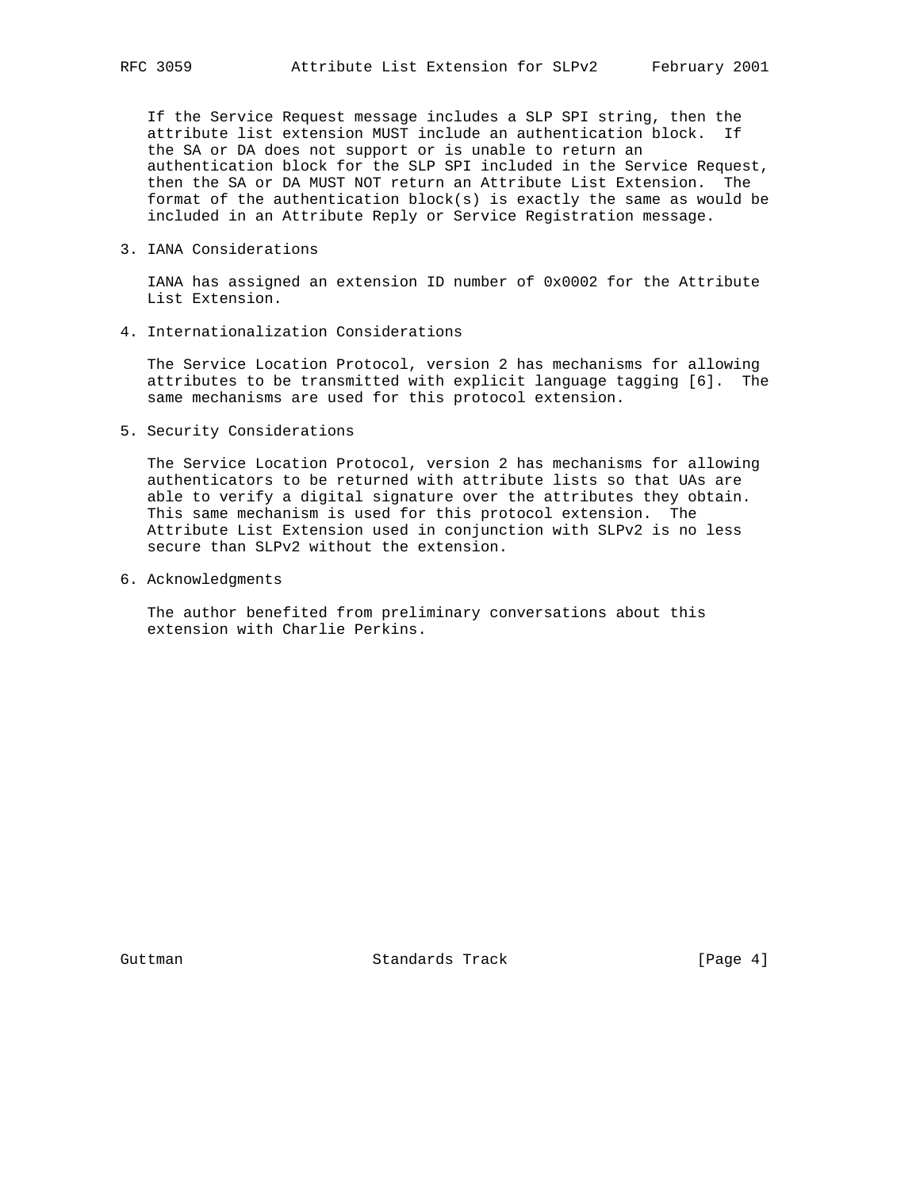If the Service Request message includes a SLP SPI string, then the attribute list extension MUST include an authentication block. If the SA or DA does not support or is unable to return an authentication block for the SLP SPI included in the Service Request, then the SA or DA MUST NOT return an Attribute List Extension. The format of the authentication block(s) is exactly the same as would be included in an Attribute Reply or Service Registration message.

## 3. IANA Considerations

IANA has assigned an extension ID number of 0x0002 for the Attribute List Extension.

## 4. Internationalization Considerations

The Service Location Protocol, version 2 has mechanisms for allowing attributes to be transmitted with explicit language tagging [6]. The same mechanisms are used for this protocol extension.

## 5. Security Considerations

The Service Location Protocol, version 2 has mechanisms for allowing authenticators to be returned with attribute lists so that UAs are able to verify a digital signature over the attributes they obtain. This same mechanism is used for this protocol extension. The Attribute List Extension used in conjunction with SLPv2 is no less secure than SLPv2 without the extension.

## 6. Acknowledgments

The author benefited from preliminary conversations about this extension with Charlie Perkins.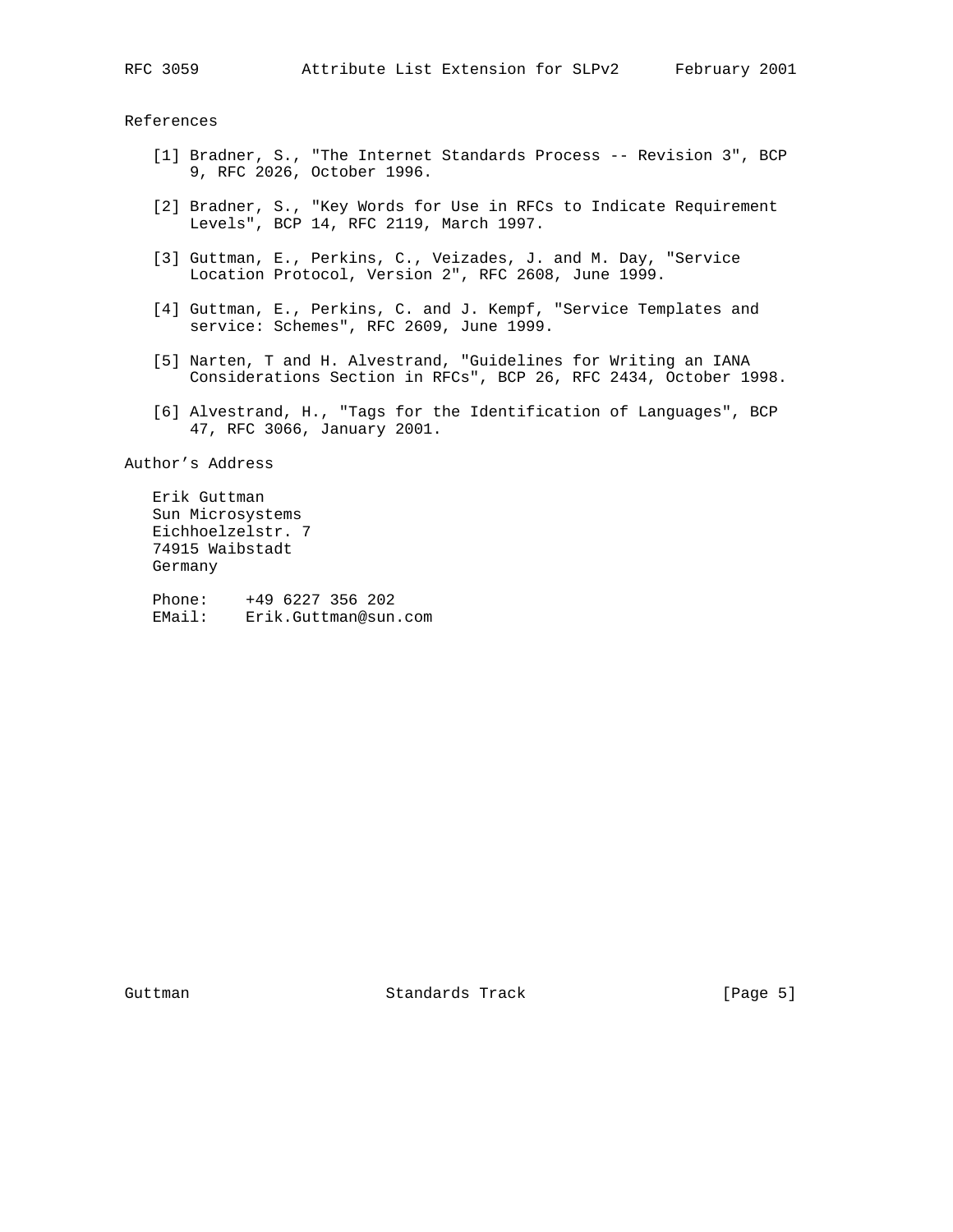## References

[1] Bradner, S., "The Internet Standards Process -- Revision 3", BCP 9, RFC 2026, October 1996.

[2] Bradner, S., "Key Words for Use in RFCs to Indicate Requirement Levels", BCP 14, RFC 2119, March 1997.

[3] Guttman, E., Perkins, C., Veizades, J. and M. Day, "Service Location Protocol, Version 2", RFC 2608, June 1999.

[4] Guttman, E., Perkins, C. and J. Kempf, "Service Templates and service: Schemes", RFC 2609, June 1999.

[5] Narten, T and H. Alvestrand, "Guidelines for Writing an IANA Considerations Section in RFCs", BCP 26, RFC 2434, October 1998.

[6] Alvestrand, H., "Tags for the Identification of Languages", BCP 47, RFC 3066, January 2001.

## Author's Address

Erik Guttman
Sun Microsystems
Eichhoelzelstr. 7
74915 Waibstadt
Germany

Phone: +49 6227 356 202
EMail: Erik.Guttman@sun.com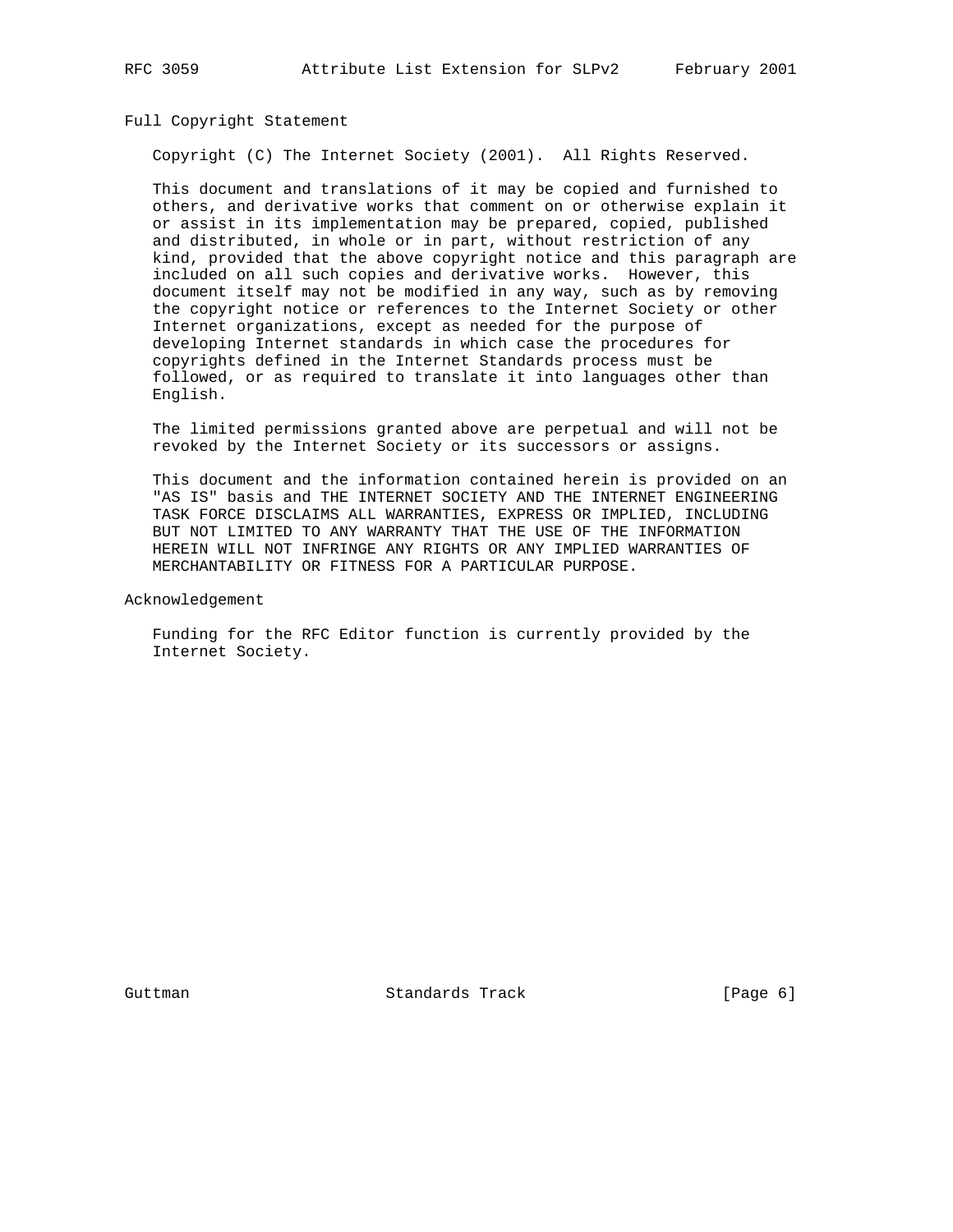## Full Copyright Statement

Copyright (C) The Internet Society (2001).  All Rights Reserved.

This document and translations of it may be copied and furnished to others, and derivative works that comment on or otherwise explain it or assist in its implementation may be prepared, copied, published and distributed, in whole or in part, without restriction of any kind, provided that the above copyright notice and this paragraph are included on all such copies and derivative works.  However, this document itself may not be modified in any way, such as by removing the copyright notice or references to the Internet Society or other Internet organizations, except as needed for the purpose of developing Internet standards in which case the procedures for copyrights defined in the Internet Standards process must be followed, or as required to translate it into languages other than English.

The limited permissions granted above are perpetual and will not be revoked by the Internet Society or its successors or assigns.

This document and the information contained herein is provided on an "AS IS" basis and THE INTERNET SOCIETY AND THE INTERNET ENGINEERING TASK FORCE DISCLAIMS ALL WARRANTIES, EXPRESS OR IMPLIED, INCLUDING BUT NOT LIMITED TO ANY WARRANTY THAT THE USE OF THE INFORMATION HEREIN WILL NOT INFRINGE ANY RIGHTS OR ANY IMPLIED WARRANTIES OF MERCHANTABILITY OR FITNESS FOR A PARTICULAR PURPOSE.

## Acknowledgement

Funding for the RFC Editor function is currently provided by the Internet Society.